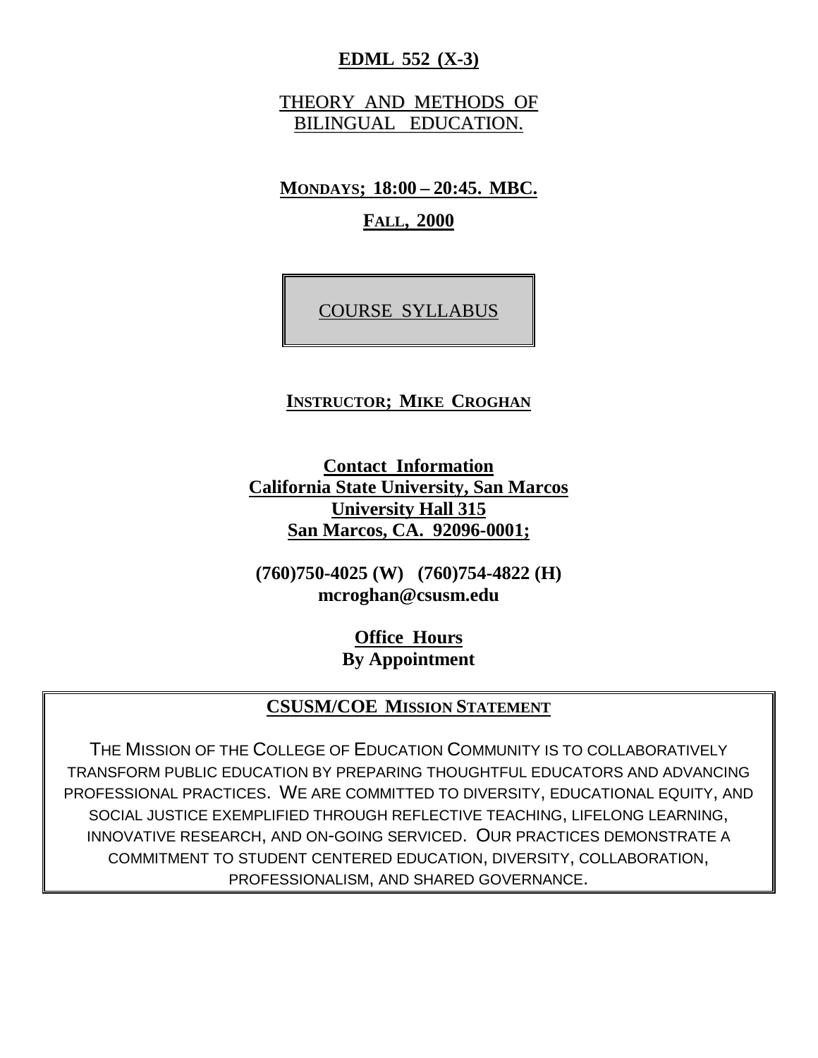# EDML 552 (X-3)

## THEORY AND METHODS OF BILINGUAL EDUCATION.

**MONDAYS; 18:00 – 20:45. MBC.**

**FALL, 2000**

COURSE SYLLABUS

**INSTRUCTOR; MIKE CROGHAN**

**Contact Information**
**California State University, San Marcos**
**University Hall 315**
**San Marcos, CA. 92096-0001;**

**(760)750-4025 (W) (760)754-4822 (H)**
**mcroghan@csusm.edu**

**Office Hours**
**By Appointment**

**CSUSM/COE MISSION STATEMENT**

THE MISSION OF THE COLLEGE OF EDUCATION COMMUNITY IS TO COLLABORATIVELY TRANSFORM PUBLIC EDUCATION BY PREPARING THOUGHTFUL EDUCATORS AND ADVANCING PROFESSIONAL PRACTICES. WE ARE COMMITTED TO DIVERSITY, EDUCATIONAL EQUITY, AND SOCIAL JUSTICE EXEMPLIFIED THROUGH REFLECTIVE TEACHING, LIFELONG LEARNING, INNOVATIVE RESEARCH, AND ON-GOING SERVICED. OUR PRACTICES DEMONSTRATE A COMMITMENT TO STUDENT CENTERED EDUCATION, DIVERSITY, COLLABORATION, PROFESSIONALISM, AND SHARED GOVERNANCE.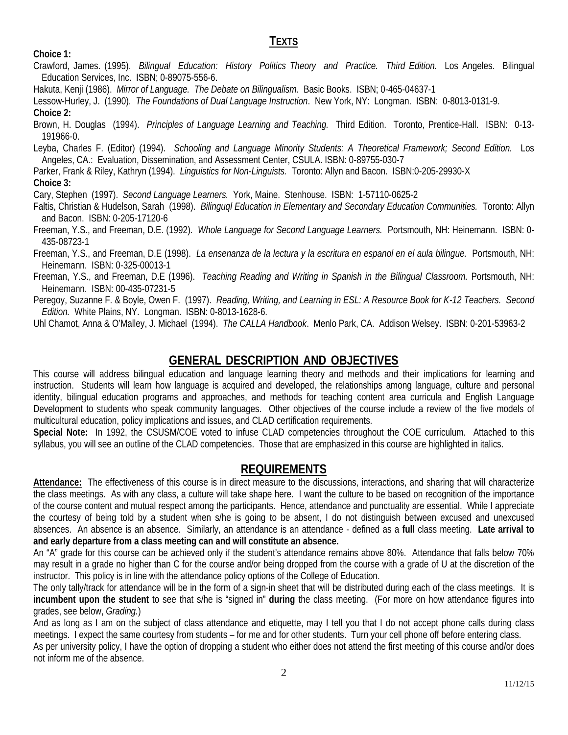## TEXTS

**Choice 1:**

Crawford, James. (1995). *Bilingual Education: History Politics Theory and Practice. Third Edition.* Los Angeles. Bilingual Education Services, Inc. ISBN; 0-89075-556-6.

Hakuta, Kenji (1986). *Mirror of Language. The Debate on Bilingualism.* Basic Books. ISBN; 0-465-04637-1

Lessow-Hurley, J. (1990). *The Foundations of Dual Language Instruction*. New York, NY: Longman. ISBN: 0-8013-0131-9.

**Choice 2:**

Brown, H. Douglas (1994). *Principles of Language Learning and Teaching.* Third Edition. Toronto, Prentice-Hall. ISBN: 0-13-191966-0.

Leyba, Charles F. (Editor) (1994). *Schooling and Language Minority Students: A Theoretical Framework; Second Edition.* Los Angeles, CA.: Evaluation, Dissemination, and Assessment Center, CSULA. ISBN: 0-89755-030-7

Parker, Frank & Riley, Kathryn (1994). *Linguistics for Non-Linguists.* Toronto: Allyn and Bacon. ISBN:0-205-29930-X

**Choice 3:**

Cary, Stephen (1997). *Second Language Learners.* York, Maine. Stenhouse. ISBN: 1-57110-0625-2

Faltis, Christian & Hudelson, Sarah (1998). *Bilinguql Education in Elementary and Secondary Education Communities.* Toronto: Allyn and Bacon. ISBN: 0-205-17120-6

Freeman, Y.S., and Freeman, D.E. (1992). *Whole Language for Second Language Learners.* Portsmouth, NH: Heinemann. ISBN: 0-435-08723-1

Freeman, Y.S., and Freeman, D.E (1998). *La ensenanza de la lectura y la escritura en espanol en el aula bilingue.* Portsmouth, NH: Heinemann. ISBN: 0-325-00013-1

Freeman, Y.S., and Freeman, D.E (1996). *Teaching Reading and Writing in Spanish in the Bilingual Classroom.* Portsmouth, NH: Heinemann. ISBN: 00-435-07231-5

Peregoy, Suzanne F. & Boyle, Owen F. (1997). *Reading, Writing, and Learning in ESL: A Resource Book for K-12 Teachers. Second Edition.* White Plains, NY. Longman. ISBN: 0-8013-1628-6.

Uhl Chamot, Anna & O'Malley, J. Michael (1994). *The CALLA Handbook*. Menlo Park, CA. Addison Welsey. ISBN: 0-201-53963-2

## GENERAL DESCRIPTION AND OBJECTIVES

This course will address bilingual education and language learning theory and methods and their implications for learning and instruction. Students will learn how language is acquired and developed, the relationships among language, culture and personal identity, bilingual education programs and approaches, and methods for teaching content area curricula and English Language Development to students who speak community languages. Other objectives of the course include a review of the five models of multicultural education, policy implications and issues, and CLAD certification requirements.

**Special Note:** In 1992, the CSUSM/COE voted to infuse CLAD competencies throughout the COE curriculum. Attached to this syllabus, you will see an outline of the CLAD competencies. Those that are emphasized in this course are highlighted in italics.

## REQUIREMENTS

**Attendance:** The effectiveness of this course is in direct measure to the discussions, interactions, and sharing that will characterize the class meetings. As with any class, a culture will take shape here. I want the culture to be based on recognition of the importance of the course content and mutual respect among the participants. Hence, attendance and punctuality are essential. While I appreciate the courtesy of being told by a student when s/he is going to be absent, I do not distinguish between excused and unexcused absences. An absence is an absence. Similarly, an attendance is an attendance - defined as a **full** class meeting. **Late arrival to and early departure from a class meeting can and will constitute an absence.**

An "A" grade for this course can be achieved only if the student's attendance remains above 80%. Attendance that falls below 70% may result in a grade no higher than C for the course and/or being dropped from the course with a grade of U at the discretion of the instructor. This policy is in line with the attendance policy options of the College of Education.

The only tally/track for attendance will be in the form of a sign-in sheet that will be distributed during each of the class meetings. It is **incumbent upon the student** to see that s/he is "signed in" **during** the class meeting. (For more on how attendance figures into grades, see below, *Grading.*)

And as long as I am on the subject of class attendance and etiquette, may I tell you that I do not accept phone calls during class meetings. I expect the same courtesy from students – for me and for other students. Turn your cell phone off before entering class.

As per university policy, I have the option of dropping a student who either does not attend the first meeting of this course and/or does not inform me of the absence.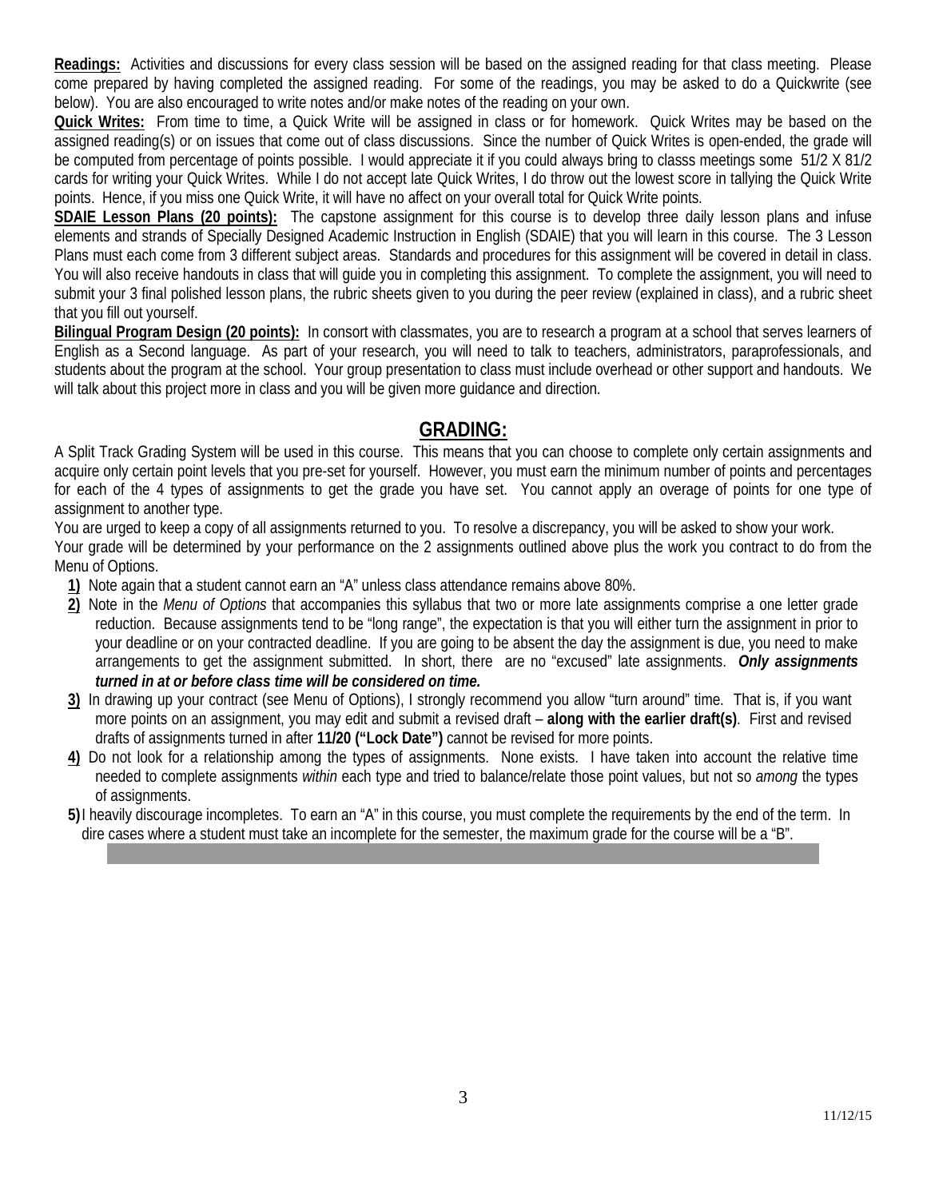**Readings:** Activities and discussions for every class session will be based on the assigned reading for that class meeting. Please come prepared by having completed the assigned reading. For some of the readings, you may be asked to do a Quickwrite (see below). You are also encouraged to write notes and/or make notes of the reading on your own.

**Quick Writes:** From time to time, a Quick Write will be assigned in class or for homework. Quick Writes may be based on the assigned reading(s) or on issues that come out of class discussions. Since the number of Quick Writes is open-ended, the grade will be computed from percentage of points possible. I would appreciate it if you could always bring to classs meetings some 51/2 X 81/2 cards for writing your Quick Writes. While I do not accept late Quick Writes, I do throw out the lowest score in tallying the Quick Write points. Hence, if you miss one Quick Write, it will have no affect on your overall total for Quick Write points.

**SDAIE Lesson Plans (20 points):** The capstone assignment for this course is to develop three daily lesson plans and infuse elements and strands of Specially Designed Academic Instruction in English (SDAIE) that you will learn in this course. The 3 Lesson Plans must each come from 3 different subject areas. Standards and procedures for this assignment will be covered in detail in class. You will also receive handouts in class that will guide you in completing this assignment. To complete the assignment, you will need to submit your 3 final polished lesson plans, the rubric sheets given to you during the peer review (explained in class), and a rubric sheet that you fill out yourself.

**Bilingual Program Design (20 points):** In consort with classmates, you are to research a program at a school that serves learners of English as a Second language. As part of your research, you will need to talk to teachers, administrators, paraprofessionals, and students about the program at the school. Your group presentation to class must include overhead or other support and handouts. We will talk about this project more in class and you will be given more guidance and direction.

## GRADING:

A Split Track Grading System will be used in this course. This means that you can choose to complete only certain assignments and acquire only certain point levels that you pre-set for yourself. However, you must earn the minimum number of points and percentages for each of the 4 types of assignments to get the grade you have set. You cannot apply an overage of points for one type of assignment to another type.

You are urged to keep a copy of all assignments returned to you. To resolve a discrepancy, you will be asked to show your work.

Your grade will be determined by your performance on the 2 assignments outlined above plus the work you contract to do from the Menu of Options.

1) Note again that a student cannot earn an "A" unless class attendance remains above 80%.
2) Note in the *Menu of Options* that accompanies this syllabus that two or more late assignments comprise a one letter grade reduction. Because assignments tend to be "long range", the expectation is that you will either turn the assignment in prior to your deadline or on your contracted deadline. If you are going to be absent the day the assignment is due, you need to make arrangements to get the assignment submitted. In short, there are no "excused" late assignments. ***Only assignments turned in at or before class time will be considered on time.***
3) In drawing up your contract (see Menu of Options), I strongly recommend you allow "turn around" time. That is, if you want more points on an assignment, you may edit and submit a revised draft – **along with the earlier draft(s)**. First and revised drafts of assignments turned in after **11/20 ("Lock Date")** cannot be revised for more points.
4) Do not look for a relationship among the types of assignments. None exists. I have taken into account the relative time needed to complete assignments *within* each type and tried to balance/relate those point values, but not so *among* the types of assignments.
5) I heavily discourage incompletes. To earn an "A" in this course, you must complete the requirements by the end of the term. In dire cases where a student must take an incomplete for the semester, the maximum grade for the course will be a "B".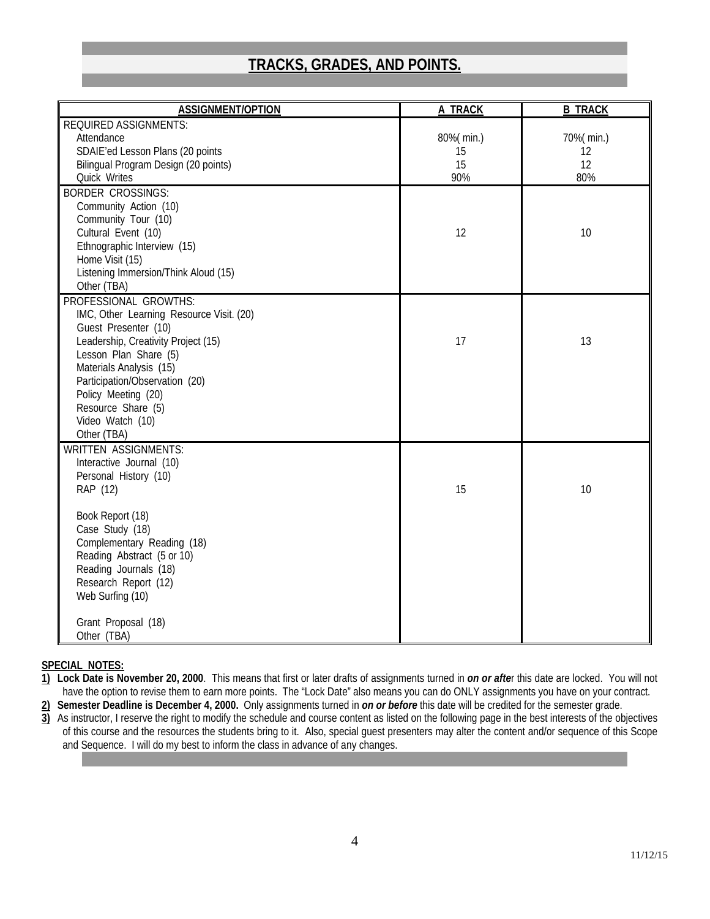## TRACKS, GRADES, AND POINTS.

| ASSIGNMENT/OPTION | A TRACK | B TRACK |
|---|---|---|
| REQUIRED ASSIGNMENTS: | | |
| Attendance | 80%( min.) | 70%( min.) |
| SDAIE'ed Lesson Plans (20 points | 15 | 12 |
| Bilingual Program Design (20 points) | 15 | 12 |
| Quick Writes | 90% | 80% |
| BORDER CROSSINGS:<br>Community Action (10)<br>Community Tour (10)<br>Cultural Event (10)<br>Ethnographic Interview (15)<br>Home Visit (15)<br>Listening Immersion/Think Aloud (15)<br>Other (TBA) | 12 | 10 |
| PROFESSIONAL GROWTHS:<br>IMC, Other Learning Resource Visit. (20)<br>Guest Presenter (10)<br>Leadership, Creativity Project (15)<br>Lesson Plan Share (5)<br>Materials Analysis (15)<br>Participation/Observation (20)<br>Policy Meeting (20)<br>Resource Share (5)<br>Video Watch (10)<br>Other (TBA) | 17 | 13 |
| WRITTEN ASSIGNMENTS:<br>Interactive Journal (10)<br>Personal History (10)<br>RAP (12)<br><br>Book Report (18)<br>Case Study (18)<br>Complementary Reading (18)<br>Reading Abstract (5 or 10)<br>Reading Journals (18)<br>Research Report (12)<br>Web Surfing (10)<br><br>Grant Proposal (18)<br>Other (TBA) | 15 | 10 |

**SPECIAL NOTES:**

1) **Lock Date is November 20, 2000**. This means that first or later drafts of assignments turned in ***on or after*** this date are locked. You will not have the option to revise them to earn more points. The "Lock Date" also means you can do ONLY assignments you have on your contract.
2) **Semester Deadline is December 4, 2000.** Only assignments turned in ***on or before*** this date will be credited for the semester grade.
3) As instructor, I reserve the right to modify the schedule and course content as listed on the following page in the best interests of the objectives of this course and the resources the students bring to it. Also, special guest presenters may alter the content and/or sequence of this Scope and Sequence. I will do my best to inform the class in advance of any changes.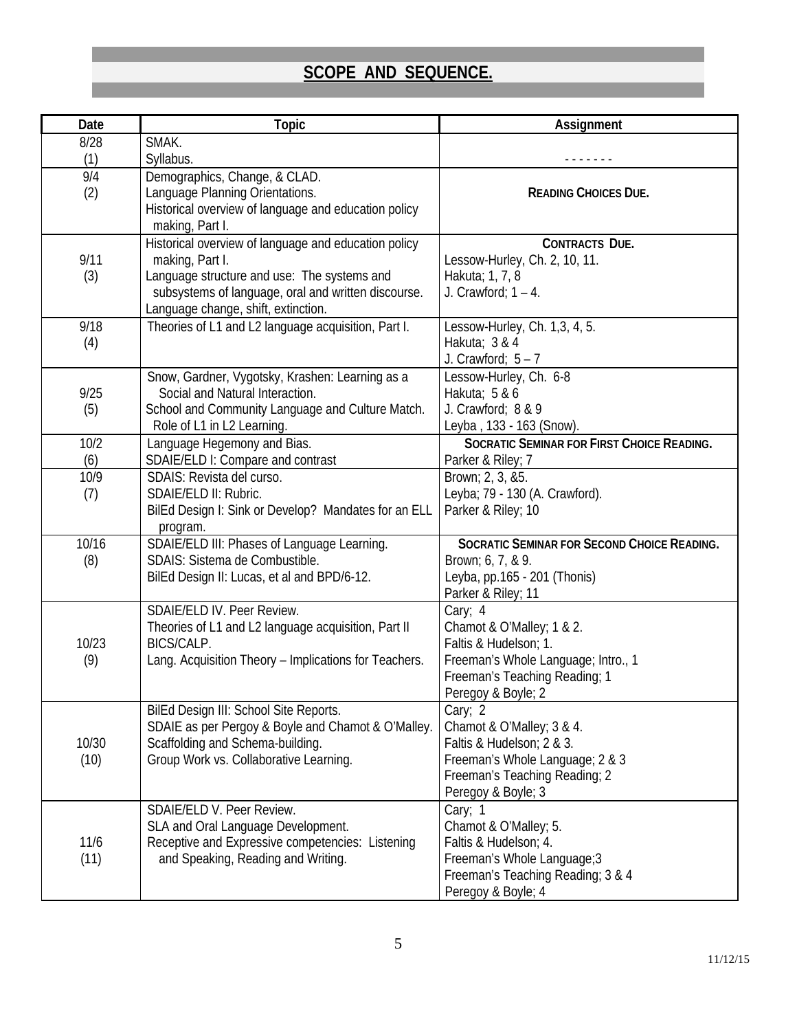## SCOPE AND SEQUENCE.

| Date | Topic | Assignment |
|---|---|---|
| 8/28 (1) | SMAK.<br>Syllabus. | - - - - - - - |
| 9/4 (2) | Demographics, Change, & CLAD.<br>Language Planning Orientations.<br>Historical overview of language and education policy making, Part I. | **READING CHOICES DUE.** |
| 9/11 (3) | Historical overview of language and education policy making, Part I.<br>Language structure and use: The systems and subsystems of language, oral and written discourse.<br>Language change, shift, extinction. | **CONTRACTS DUE.**<br>Lessow-Hurley, Ch. 2, 10, 11.<br>Hakuta; 1, 7, 8<br>J. Crawford; 1 – 4. |
| 9/18 (4) | Theories of L1 and L2 language acquisition, Part I. | Lessow-Hurley, Ch. 1,3, 4, 5.<br>Hakuta; 3 & 4<br>J. Crawford; 5 – 7 |
| 9/25 (5) | Snow, Gardner, Vygotsky, Krashen: Learning as a Social and Natural Interaction.<br>School and Community Language and Culture Match.<br>Role of L1 in L2 Learning. | Lessow-Hurley, Ch. 6-8<br>Hakuta; 5 & 6<br>J. Crawford; 8 & 9<br>Leyba , 133 - 163 (Snow). |
| 10/2 (6) | Language Hegemony and Bias.<br>SDAIE/ELD I: Compare and contrast | **SOCRATIC SEMINAR FOR FIRST CHOICE READING.**<br>Parker & Riley; 7 |
| 10/9 (7) | SDAIS: Revista del curso.<br>SDAIE/ELD II: Rubric.<br>BilEd Design I: Sink or Develop? Mandates for an ELL program. | Brown; 2, 3, &5.<br>Leyba; 79 - 130 (A. Crawford).<br>Parker & Riley; 10 |
| 10/16 (8) | SDAIE/ELD III: Phases of Language Learning.<br>SDAIS: Sistema de Combustible.<br>BilEd Design II: Lucas, et al and BPD/6-12. | **SOCRATIC SEMINAR FOR SECOND CHOICE READING.**<br>Brown; 6, 7, & 9.<br>Leyba, pp.165 - 201 (Thonis)<br>Parker & Riley; 11 |
| 10/23 (9) | SDAIE/ELD IV. Peer Review.<br>Theories of L1 and L2 language acquisition, Part II<br>BICS/CALP.<br>Lang. Acquisition Theory – Implications for Teachers. | Cary; 4<br>Chamot & O'Malley; 1 & 2.<br>Faltis & Hudelson; 1.<br>Freeman's Whole Language; Intro., 1<br>Freeman's Teaching Reading; 1<br>Peregoy & Boyle; 2 |
| 10/30 (10) | BilEd Design III: School Site Reports.<br>SDAIE as per Pergoy & Boyle and Chamot & O'Malley.<br>Scaffolding and Schema-building.<br>Group Work vs. Collaborative Learning. | Cary; 2<br>Chamot & O'Malley; 3 & 4.<br>Faltis & Hudelson; 2 & 3.<br>Freeman's Whole Language; 2 & 3<br>Freeman's Teaching Reading; 2<br>Peregoy & Boyle; 3 |
| 11/6 (11) | SDAIE/ELD V. Peer Review.<br>SLA and Oral Language Development.<br>Receptive and Expressive competencies: Listening and Speaking, Reading and Writing. | Cary; 1<br>Chamot & O'Malley; 5.<br>Faltis & Hudelson; 4.<br>Freeman's Whole Language;3<br>Freeman's Teaching Reading; 3 & 4<br>Peregoy & Boyle; 4 |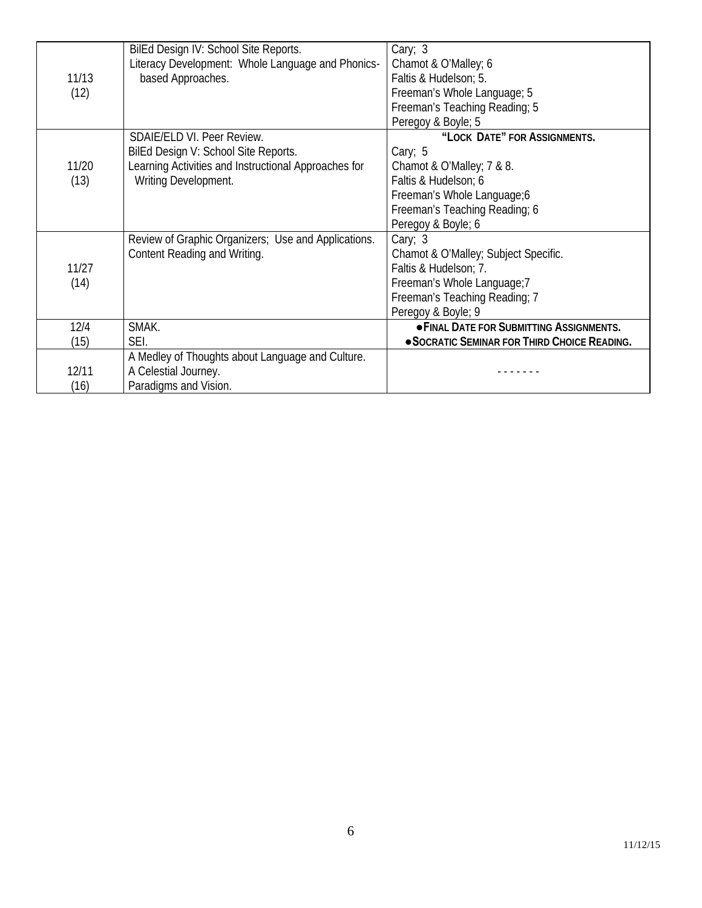| | | |
|---|---|---|
| 11/13 (12) | BilEd Design IV: School Site Reports.<br>Literacy Development: Whole Language and Phonics-based Approaches. | Cary; 3<br>Chamot & O'Malley; 6<br>Faltis & Hudelson; 5.<br>Freeman's Whole Language; 5<br>Freeman's Teaching Reading; 5<br>Peregoy & Boyle; 5 |
| 11/20 (13) | SDAIE/ELD VI. Peer Review.<br>BilEd Design V: School Site Reports.<br>Learning Activities and Instructional Approaches for Writing Development. | **"LOCK DATE" FOR ASSIGNMENTS.**<br>Cary; 5<br>Chamot & O'Malley; 7 & 8.<br>Faltis & Hudelson; 6<br>Freeman's Whole Language;6<br>Freeman's Teaching Reading; 6<br>Peregoy & Boyle; 6 |
| 11/27 (14) | Review of Graphic Organizers; Use and Applications.<br>Content Reading and Writing. | Cary; 3<br>Chamot & O'Malley; Subject Specific.<br>Faltis & Hudelson; 7.<br>Freeman's Whole Language;7<br>Freeman's Teaching Reading; 7<br>Peregoy & Boyle; 9 |
| 12/4 (15) | SMAK.<br>SEI. | **● FINAL DATE FOR SUBMITTING ASSIGNMENTS.**<br>**● SOCRATIC SEMINAR FOR THIRD CHOICE READING.** |
| 12/11 (16) | A Medley of Thoughts about Language and Culture.<br>A Celestial Journey.<br>Paradigms and Vision. | - - - - - - - |

11/12/15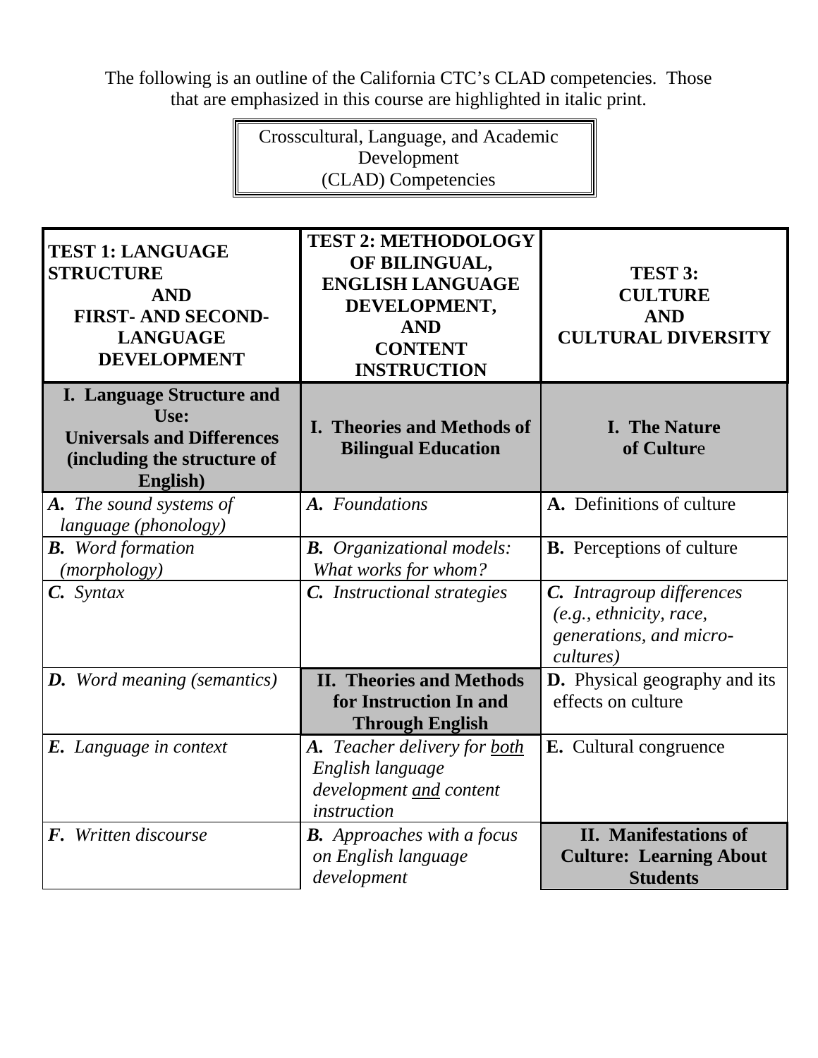The following is an outline of the California CTC's CLAD competencies. Those that are emphasized in this course are highlighted in italic print.

**Crosscultural, Language, and Academic Development (CLAD) Competencies**

| **TEST 1: LANGUAGE STRUCTURE AND FIRST- AND SECOND-LANGUAGE DEVELOPMENT** | **TEST 2: METHODOLOGY OF BILINGUAL, ENGLISH LANGUAGE DEVELOPMENT, AND CONTENT INSTRUCTION** | **TEST 3: CULTURE AND CULTURAL DIVERSITY** |
|---|---|---|
| **I. Language Structure and Use: Universals and Differences (including the structure of English)** | **I. Theories and Methods of Bilingual Education** | **I. The Nature of Culture** |
| ***A.*** *The sound systems of language (phonology)* | ***A.*** *Foundations* | **A.** Definitions of culture |
| ***B.*** *Word formation (morphology)* | ***B.*** *Organizational models: What works for whom?* | **B.** Perceptions of culture |
| ***C.*** *Syntax* | ***C.*** *Instructional strategies* | ***C.*** *Intragroup differences (e.g., ethnicity, race, generations, and micro-cultures)* |
| ***D.*** *Word meaning (semantics)* | **II. Theories and Methods for Instruction In and Through English** | **D.** Physical geography and its effects on culture |
| ***E.*** *Language in context* | ***A.*** *Teacher delivery for both English language development and content instruction* | **E.** Cultural congruence |
| ***F.*** *Written discourse* | ***B.*** *Approaches with a focus on English language development* | **II. Manifestations of Culture: Learning About Students** |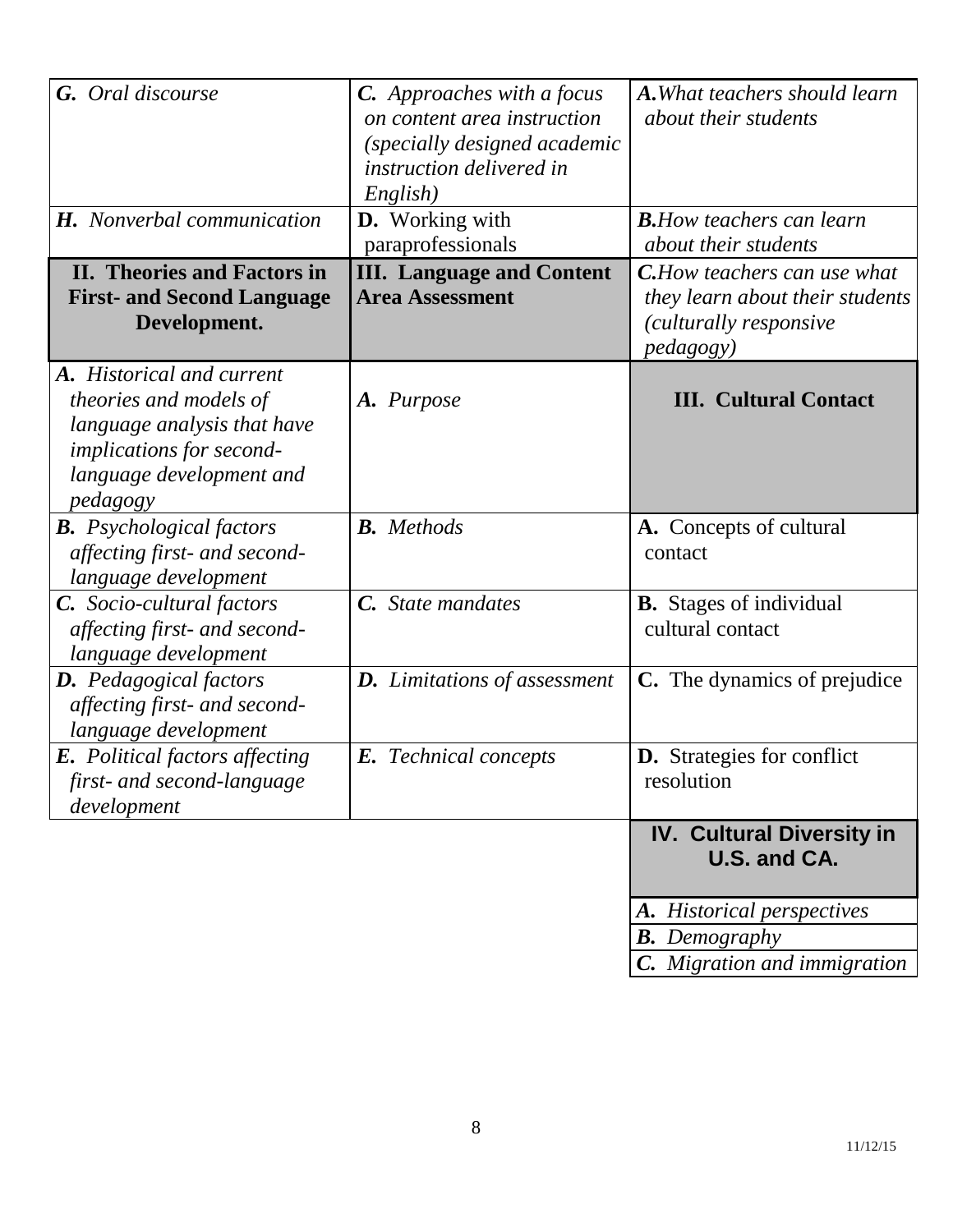| | | |
|---|---|---|
| ***G.*** *Oral discourse* | ***C.*** *Approaches with a focus on content area instruction (specially designed academic instruction delivered in English)* | ***A.*** *What teachers should learn about their students* |
| ***H.*** *Nonverbal communication* | **D.** Working with paraprofessionals | ***B.*** *How teachers can learn about their students* |
| **II. Theories and Factors in First- and Second Language Development.** | **III. Language and Content Area Assessment** | ***C.*** *How teachers can use what they learn about their students (culturally responsive pedagogy)* |
| ***A.*** *Historical and current theories and models of language analysis that have implications for second-language development and pedagogy* | ***A.*** *Purpose* | **III. Cultural Contact** |
| ***B.*** *Psychological factors affecting first- and second-language development* | ***B.*** *Methods* | **A.** Concepts of cultural contact |
| ***C.*** *Socio-cultural factors affecting first- and second-language development* | ***C.*** *State mandates* | **B.** Stages of individual cultural contact |
| ***D.*** *Pedagogical factors affecting first- and second-language development* | ***D.*** *Limitations of assessment* | **C.** The dynamics of prejudice |
| ***E.*** *Political factors affecting first- and second-language development* | ***E.*** *Technical concepts* | **D.** Strategies for conflict resolution |
| | | **IV. Cultural Diversity in U.S. and CA.** |
| | | ***A.*** *Historical perspectives* |
| | | ***B.*** *Demography* |
| | | ***C.*** *Migration and immigration* |

11/12/15